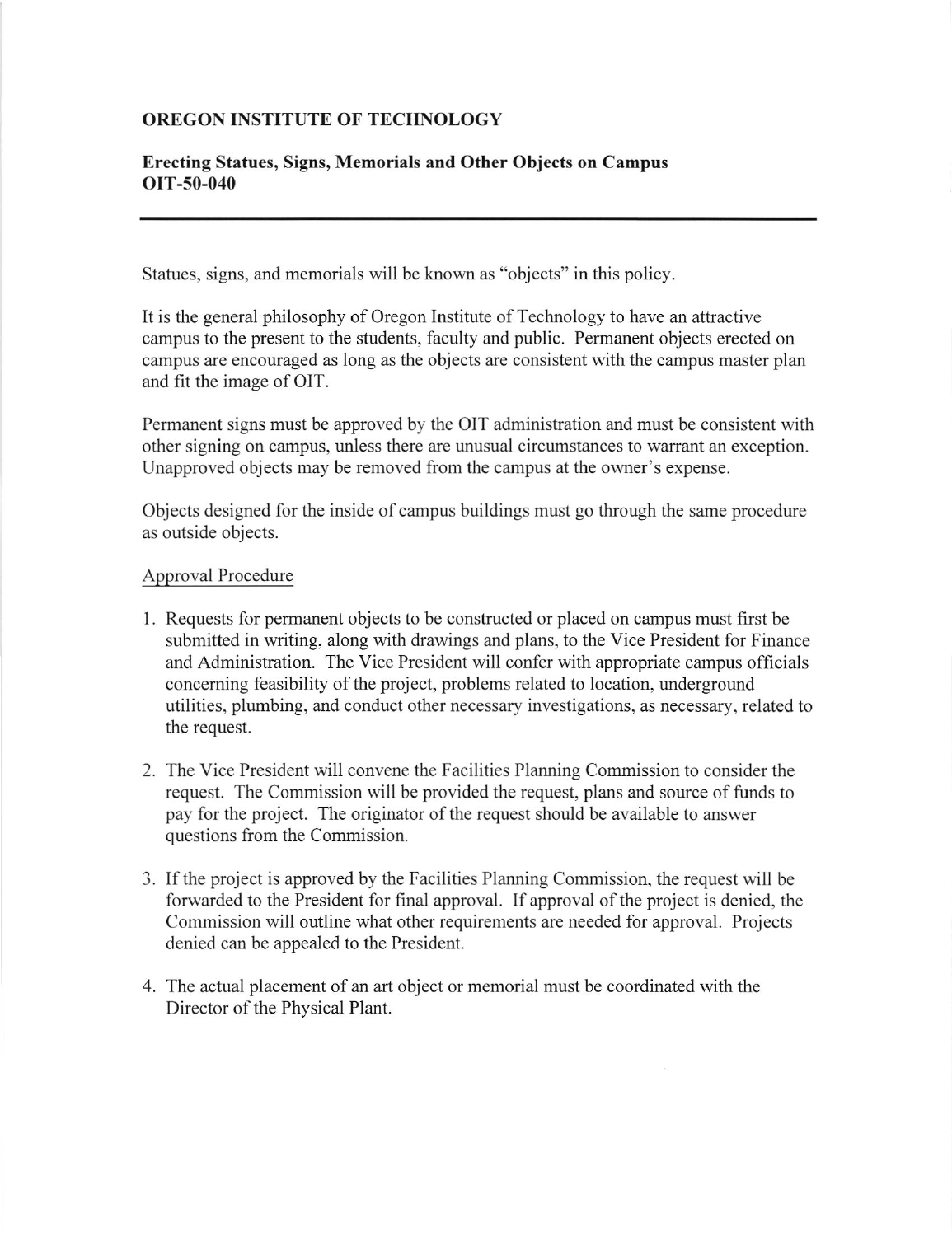**OREGON INSTITUTE OF TECHNOLOGY**

**Erecting Statues, Signs, Memorials and Other Objects on Campus OIT-50-040**

---

Statues, signs, and memorials will be known as "objects" in this policy.

It is the general philosophy of Oregon Institute of Technology to have an attractive campus to the present to the students, faculty and public. Permanent objects erected on campus are encouraged as long as the objects are consistent with the campus master plan and fit the image of OIT.

Permanent signs must be approved by the OIT administration and must be consistent with other signing on campus, unless there are unusual circumstances to warrant an exception. Unapproved objects may be removed from the campus at the owner's expense.

Objects designed for the inside of campus buildings must go through the same procedure as outside objects.

Approval Procedure

1. Requests for permanent objects to be constructed or placed on campus must first be submitted in writing, along with drawings and plans, to the Vice President for Finance and Administration. The Vice President will confer with appropriate campus officials concerning feasibility of the project, problems related to location, underground utilities, plumbing, and conduct other necessary investigations, as necessary, related to the request.

2. The Vice President will convene the Facilities Planning Commission to consider the request. The Commission will be provided the request, plans and source of funds to pay for the project. The originator of the request should be available to answer questions from the Commission.

3. If the project is approved by the Facilities Planning Commission, the request will be forwarded to the President for final approval. If approval of the project is denied, the Commission will outline what other requirements are needed for approval. Projects denied can be appealed to the President.

4. The actual placement of an art object or memorial must be coordinated with the Director of the Physical Plant.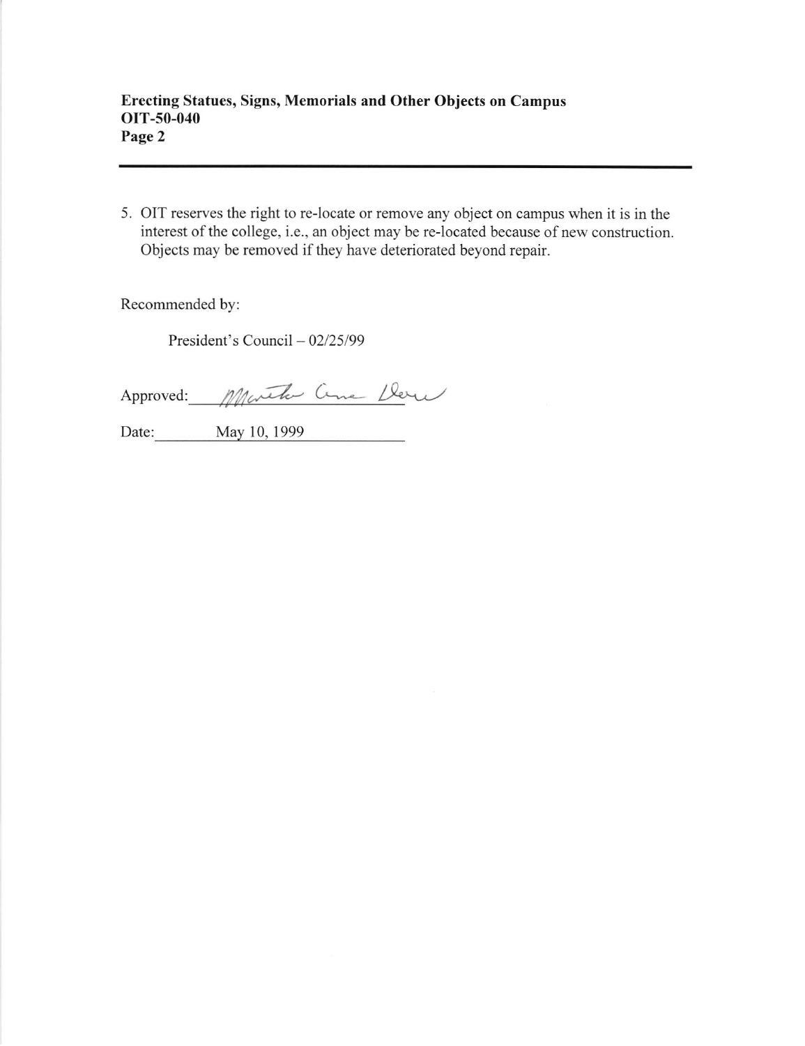5. OIT reserves the right to re-locate or remove any object on campus when it is in the interest of the college, i.e., an object may be re-located because of new construction. Objects may be removed if they have deteriorated beyond repair.

Recommended by:

President's Council – 02/25/99

Approved: Martha Anne Dow

Date: May 10, 1999